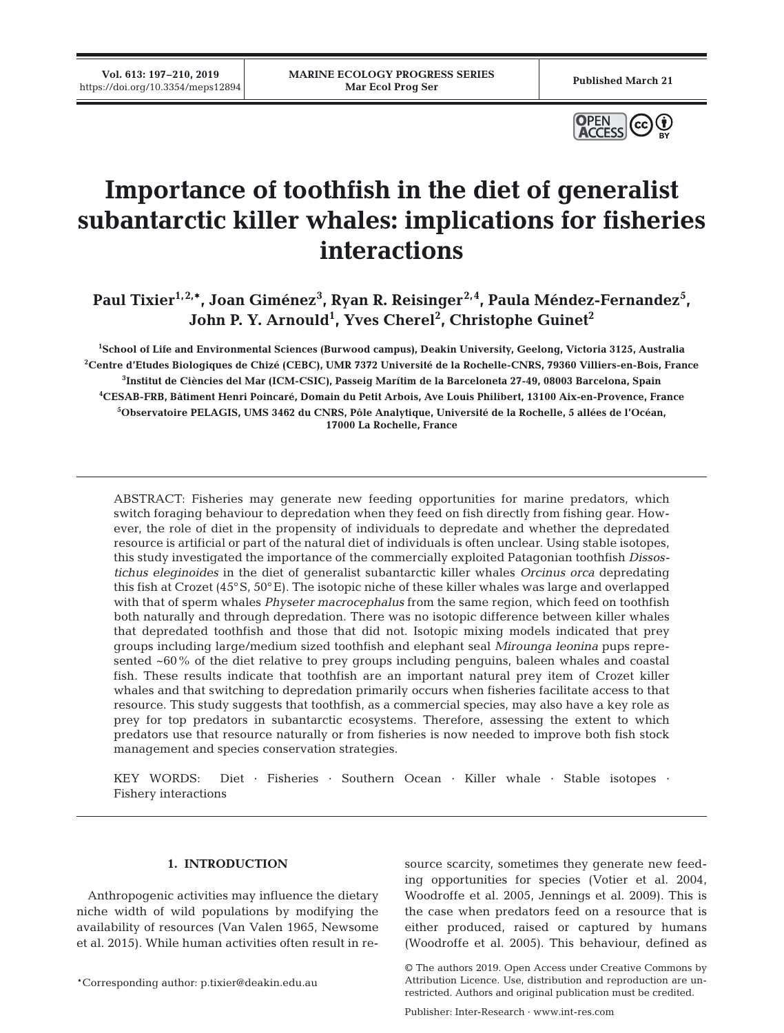# Importance of toothfish in the diet of generalist subantarctic killer whales: implications for fisheries interactions

**Paul Tixier[1,2,*], Joan Giménez[3], Ryan R. Reisinger[2,4], Paula Méndez-Fernandez[5], John P. Y. Arnould[1], Yves Cherel[2], Christophe Guinet[2]**

[1]School of Life and Environmental Sciences (Burwood campus), Deakin University, Geelong, Victoria 3125, Australia
[2]Centre d'Etudes Biologiques de Chizé (CEBC), UMR 7372 Université de la Rochelle-CNRS, 79360 Villiers-en-Bois, France
[3]Institut de Ciències del Mar (ICM-CSIC), Passeig Marítim de la Barceloneta 27-49, 08003 Barcelona, Spain
[4]CESAB-FRB, Bâtiment Henri Poincaré, Domain du Petit Arbois, Ave Louis Philibert, 13100 Aix-en-Provence, France
[5]Observatoire PELAGIS, UMS 3462 du CNRS, Pôle Analytique, Université de la Rochelle, 5 allées de l'Océan, 17000 La Rochelle, France

ABSTRACT: Fisheries may generate new feeding opportunities for marine predators, which switch foraging behaviour to depredation when they feed on fish directly from fishing gear. However, the role of diet in the propensity of individuals to depredate and whether the depredated resource is artificial or part of the natural diet of individuals is often unclear. Using stable isotopes, this study investigated the importance of the commercially exploited Patagonian toothfish *Dissostichus eleginoides* in the diet of generalist subantarctic killer whales *Orcinus orca* depredating this fish at Crozet (45°S, 50°E). The isotopic niche of these killer whales was large and overlapped with that of sperm whales *Physeter macrocephalus* from the same region, which feed on toothfish both naturally and through depredation. There was no isotopic difference between killer whales that depredated toothfish and those that did not. Isotopic mixing models indicated that prey groups including large/medium sized toothfish and elephant seal *Mirounga leonina* pups represented ~60% of the diet relative to prey groups including penguins, baleen whales and coastal fish. These results indicate that toothfish are an important natural prey item of Crozet killer whales and that switching to depredation primarily occurs when fisheries facilitate access to that resource. This study suggests that toothfish, as a commercial species, may also have a key role as prey for top predators in subantarctic ecosystems. Therefore, assessing the extent to which predators use that resource naturally or from fisheries is now needed to improve both fish stock management and species conservation strategies.

KEY WORDS: Diet · Fisheries · Southern Ocean · Killer whale · Stable isotopes · Fishery interactions

## 1. INTRODUCTION

Anthropogenic activities may influence the dietary niche width of wild populations by modifying the availability of resources (Van Valen 1965, Newsome et al. 2015). While human activities often result in resource scarcity, sometimes they generate new feeding opportunities for species (Votier et al. 2004, Woodroffe et al. 2005, Jennings et al. 2009). This is the case when predators feed on a resource that is either produced, raised or captured by humans (Woodroffe et al. 2005). This behaviour, defined as

*Corresponding author: p.tixier@deakin.edu.au

© The authors 2019. Open Access under Creative Commons by Attribution Licence. Use, distribution and reproduction are unrestricted. Authors and original publication must be credited.

Publisher: Inter-Research · www.int-res.com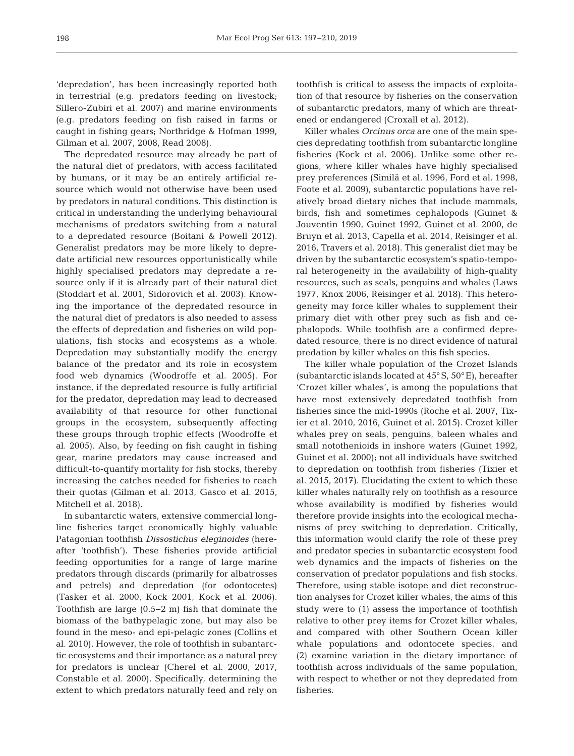'depredation', has been increasingly reported both in terrestrial (e.g. predators feeding on livestock; Sillero-Zubiri et al. 2007) and marine environments (e.g. predators feeding on fish raised in farms or caught in fishing gears; Northridge & Hofman 1999, Gilman et al. 2007, 2008, Read 2008).

The depredated resource may already be part of the natural diet of predators, with access facilitated by humans, or it may be an entirely artificial resource which would not otherwise have been used by predators in natural conditions. This distinction is critical in understanding the underlying behavioural mechanisms of predators switching from a natural to a depredated resource (Boitani & Powell 2012). Generalist predators may be more likely to depredate artificial new resources opportunistically while highly specialised predators may depredate a resource only if it is already part of their natural diet (Stoddart et al. 2001, Sidorovich et al. 2003). Knowing the importance of the depredated resource in the natural diet of predators is also needed to assess the effects of depredation and fisheries on wild populations, fish stocks and ecosystems as a whole. Depredation may substantially modify the energy balance of the predator and its role in ecosystem food web dynamics (Woodroffe et al. 2005). For instance, if the depredated resource is fully artificial for the predator, depredation may lead to decreased availability of that resource for other functional groups in the ecosystem, subsequently affecting these groups through trophic effects (Woodroffe et al. 2005). Also, by feeding on fish caught in fishing gear, marine predators may cause increased and difficult-to-quantify mortality for fish stocks, thereby increasing the catches needed for fisheries to reach their quotas (Gilman et al. 2013, Gasco et al. 2015, Mitchell et al. 2018).

In subantarctic waters, extensive commercial longline fisheries target economically highly valuable Patagonian toothfish *Dissostichus eleginoides* (hereafter 'toothfish'). These fisheries provide artificial feeding opportunities for a range of large marine predators through discards (primarily for albatrosses and petrels) and depredation (for odontocetes) (Tasker et al. 2000, Kock 2001, Kock et al. 2006). Toothfish are large (0.5–2 m) fish that dominate the biomass of the bathypelagic zone, but may also be found in the meso- and epi-pelagic zones (Collins et al. 2010). However, the role of toothfish in subantarctic ecosystems and their importance as a natural prey for predators is unclear (Cherel et al. 2000, 2017, Constable et al. 2000). Specifically, determining the extent to which predators naturally feed and rely on toothfish is critical to assess the impacts of exploitation of that resource by fisheries on the conservation of subantarctic predators, many of which are threatened or endangered (Croxall et al. 2012).

Killer whales *Orcinus orca* are one of the main species depredating toothfish from subantarctic longline fisheries (Kock et al. 2006). Unlike some other regions, where killer whales have highly specialised prey preferences (Similä et al. 1996, Ford et al. 1998, Foote et al. 2009), subantarctic populations have relatively broad dietary niches that include mammals, birds, fish and sometimes cephalopods (Guinet & Jouventin 1990, Guinet 1992, Guinet et al. 2000, de Bruyn et al. 2013, Capella et al. 2014, Reisinger et al. 2016, Travers et al. 2018). This generalist diet may be driven by the subantarctic ecosystem's spatio-temporal heterogeneity in the availability of high-quality resources, such as seals, penguins and whales (Laws 1977, Knox 2006, Reisinger et al. 2018). This heterogeneity may force killer whales to supplement their primary diet with other prey such as fish and cephalopods. While toothfish are a confirmed depredated resource, there is no direct evidence of natural predation by killer whales on this fish species.

The killer whale population of the Crozet Islands (subantarctic islands located at 45° S, 50° E), hereafter 'Crozet killer whales', is among the populations that have most extensively depredated toothfish from fisheries since the mid-1990s (Roche et al. 2007, Tixier et al. 2010, 2016, Guinet et al. 2015). Crozet killer whales prey on seals, penguins, baleen whales and small notothenioids in inshore waters (Guinet 1992, Guinet et al. 2000); not all individuals have switched to depredation on toothfish from fisheries (Tixier et al. 2015, 2017). Elucidating the extent to which these killer whales naturally rely on toothfish as a resource whose availability is modified by fisheries would therefore provide insights into the ecological mechanisms of prey switching to depredation. Critically, this information would clarify the role of these prey and predator species in subantarctic ecosystem food web dynamics and the impacts of fisheries on the conservation of predator populations and fish stocks. Therefore, using stable isotope and diet reconstruction analyses for Crozet killer whales, the aims of this study were to (1) assess the importance of toothfish relative to other prey items for Crozet killer whales, and compared with other Southern Ocean killer whale populations and odontocete species, and (2) examine variation in the dietary importance of toothfish across individuals of the same population, with respect to whether or not they depredated from fisheries.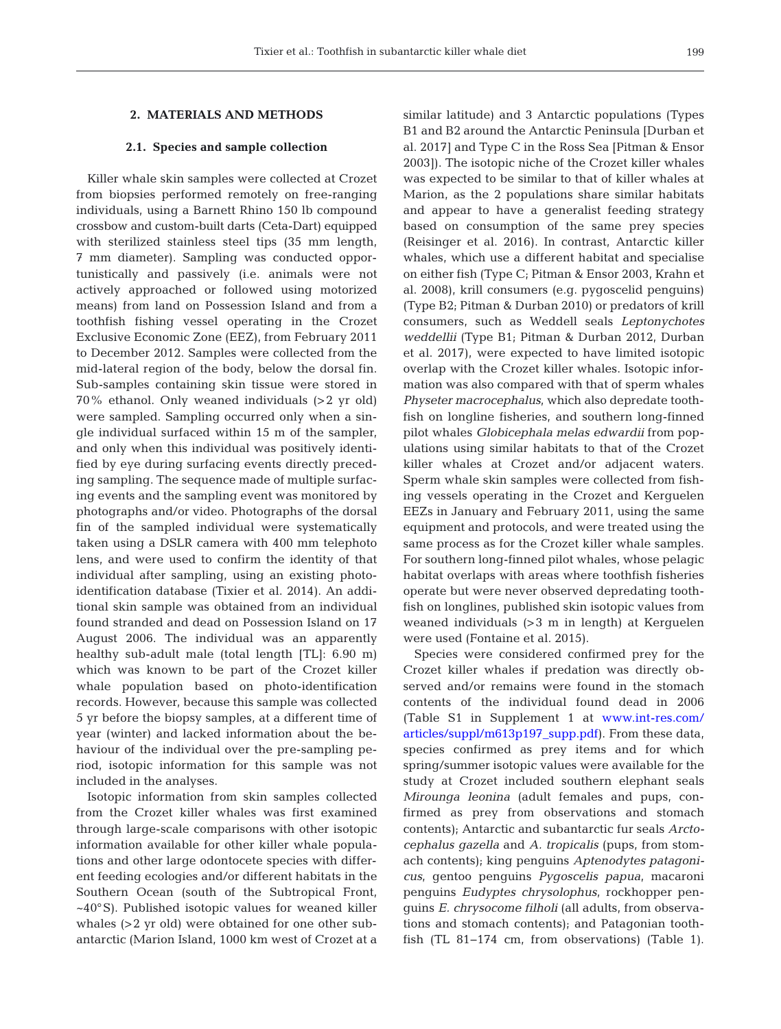## 2. MATERIALS AND METHODS

### 2.1. Species and sample collection

Killer whale skin samples were collected at Crozet from biopsies performed remotely on free-ranging individuals, using a Barnett Rhino 150 lb compound crossbow and custom-built darts (Ceta-Dart) equipped with sterilized stainless steel tips (35 mm length, 7 mm diameter). Sampling was conducted opportunistically and passively (i.e. animals were not actively approached or followed using motorized means) from land on Possession Island and from a toothfish fishing vessel operating in the Crozet Exclusive Economic Zone (EEZ), from February 2011 to December 2012. Samples were collected from the mid-lateral region of the body, below the dorsal fin. Sub-samples containing skin tissue were stored in 70% ethanol. Only weaned individuals (>2 yr old) were sampled. Sampling occurred only when a single individual surfaced within 15 m of the sampler, and only when this individual was positively identified by eye during surfacing events directly preceding sampling. The sequence made of multiple surfacing events and the sampling event was monitored by photographs and/or video. Photographs of the dorsal fin of the sampled individual were systematically taken using a DSLR camera with 400 mm telephoto lens, and were used to confirm the identity of that individual after sampling, using an existing photo-identification database (Tixier et al. 2014). An additional skin sample was obtained from an individual found stranded and dead on Possession Island on 17 August 2006. The individual was an apparently healthy sub-adult male (total length [TL]: 6.90 m) which was known to be part of the Crozet killer whale population based on photo-identification records. However, because this sample was collected 5 yr before the biopsy samples, at a different time of year (winter) and lacked information about the behaviour of the individual over the pre-sampling period, isotopic information for this sample was not included in the analyses.

Isotopic information from skin samples collected from the Crozet killer whales was first examined through large-scale comparisons with other isotopic information available for other killer whale populations and other large odontocete species with different feeding ecologies and/or different habitats in the Southern Ocean (south of the Subtropical Front, ~40°S). Published isotopic values for weaned killer whales (>2 yr old) were obtained for one other subantarctic (Marion Island, 1000 km west of Crozet at a similar latitude) and 3 Antarctic populations (Types B1 and B2 around the Antarctic Peninsula [Durban et al. 2017] and Type C in the Ross Sea [Pitman & Ensor 2003]). The isotopic niche of the Crozet killer whales was expected to be similar to that of killer whales at Marion, as the 2 populations share similar habitats and appear to have a generalist feeding strategy based on consumption of the same prey species (Reisinger et al. 2016). In contrast, Antarctic killer whales, which use a different habitat and specialise on either fish (Type C; Pitman & Ensor 2003, Krahn et al. 2008), krill consumers (e.g. pygoscelid penguins) (Type B2; Pitman & Durban 2010) or predators of krill consumers, such as Weddell seals *Leptonychotes weddellii* (Type B1; Pitman & Durban 2012, Durban et al. 2017), were expected to have limited isotopic overlap with the Crozet killer whales. Isotopic information was also compared with that of sperm whales *Physeter macrocephalus*, which also depredate toothfish on longline fisheries, and southern long-finned pilot whales *Globicephala melas edwardii* from populations using similar habitats to that of the Crozet killer whales at Crozet and/or adjacent waters. Sperm whale skin samples were collected from fishing vessels operating in the Crozet and Kerguelen EEZs in January and February 2011, using the same equipment and protocols, and were treated using the same process as for the Crozet killer whale samples. For southern long-finned pilot whales, whose pelagic habitat overlaps with areas where toothfish fisheries operate but were never observed depredating toothfish on longlines, published skin isotopic values from weaned individuals (>3 m in length) at Kerguelen were used (Fontaine et al. 2015).

Species were considered confirmed prey for the Crozet killer whales if predation was directly observed and/or remains were found in the stomach contents of the individual found dead in 2006 (Table S1 in Supplement 1 at www.int-res.com/articles/suppl/m613p197_supp.pdf). From these data, species confirmed as prey items and for which spring/summer isotopic values were available for the study at Crozet included southern elephant seals *Mirounga leonina* (adult females and pups, confirmed as prey from observations and stomach contents); Antarctic and subantarctic fur seals *Arctocephalus gazella* and *A. tropicalis* (pups, from stomach contents); king penguins *Aptenodytes patagonicus*, gentoo penguins *Pygoscelis papua*, macaroni penguins *Eudyptes chrysolophus*, rockhopper penguins *E. chrysocome filholi* (all adults, from observations and stomach contents); and Patagonian toothfish (TL 81–174 cm, from observations) (Table 1).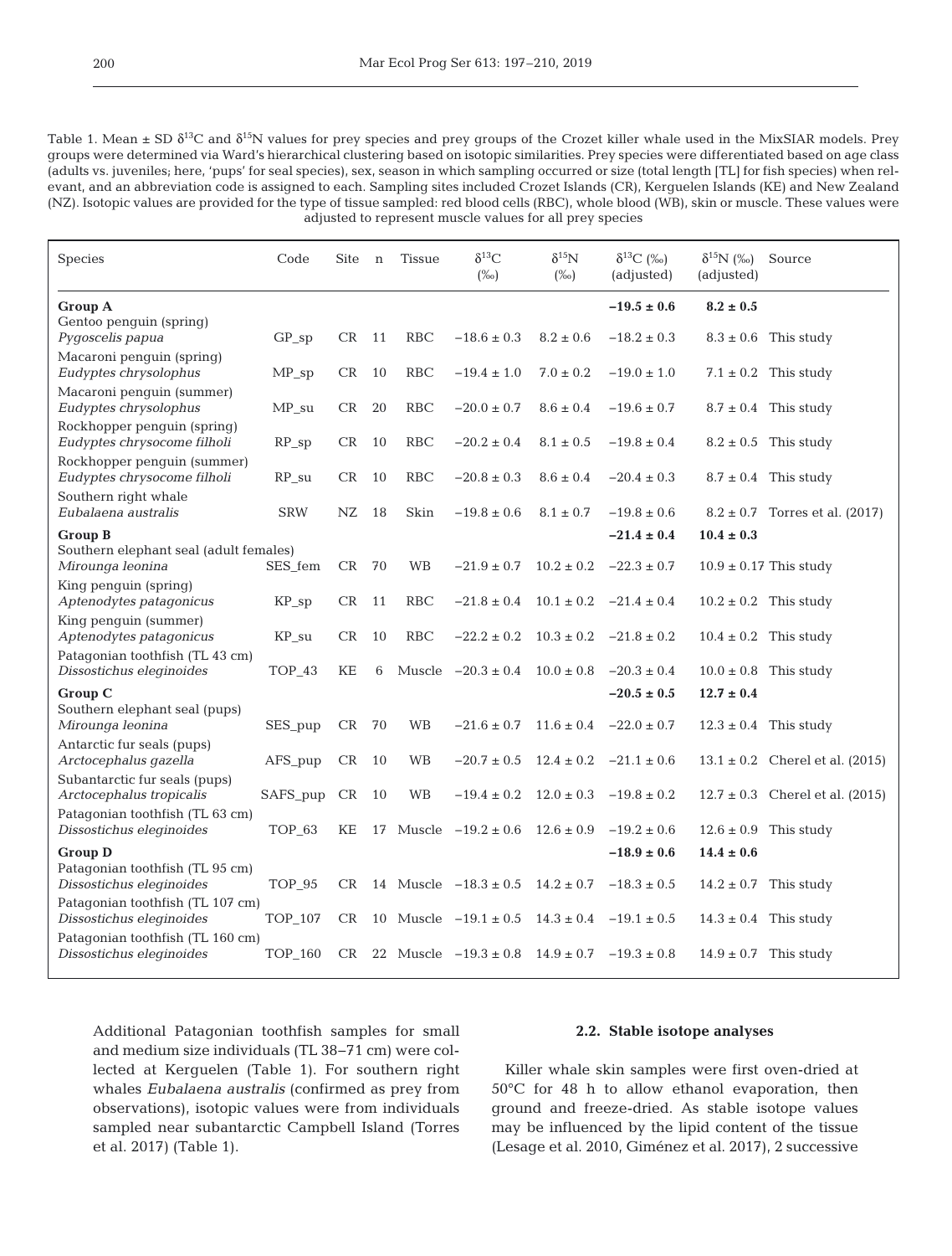Table 1. Mean ± SD $\delta^{13}C$ and $\delta^{15}N$ values for prey species and prey groups of the Crozet killer whale used in the MixSIAR models. Prey groups were determined via Ward's hierarchical clustering based on isotopic similarities. Prey species were differentiated based on age class (adults vs. juveniles; here, 'pups' for seal species), sex, season in which sampling occurred or size (total length [TL] for fish species) when relevant, and an abbreviation code is assigned to each. Sampling sites included Crozet Islands (CR), Kerguelen Islands (KE) and New Zealand (NZ). Isotopic values are provided for the type of tissue sampled: red blood cells (RBC), whole blood (WB), skin or muscle. These values were adjusted to represent muscle values for all prey species

| Species | Code | Site | n | Tissue | $\delta^{13}C$ (‰) | $\delta^{15}N$ (‰) | $\delta^{13}C$ (‰) (adjusted) | $\delta^{15}N$ (‰) (adjusted) | Source |
|---|---|---|---|---|---|---|---|---|---|
| **Group A** | | | | | | | **−19.5 ± 0.6** | **8.2 ± 0.5** | |
| Gentoo penguin (spring) *Pygoscelis papua* | GP_sp | CR | 11 | RBC | −18.6 ± 0.3 | 8.2 ± 0.6 | −18.2 ± 0.3 | 8.3 ± 0.6 | This study |
| Macaroni penguin (spring) *Eudyptes chrysolophus* | MP_sp | CR | 10 | RBC | −19.4 ± 1.0 | 7.0 ± 0.2 | −19.0 ± 1.0 | 7.1 ± 0.2 | This study |
| Macaroni penguin (summer) *Eudyptes chrysolophus* | MP_su | CR | 20 | RBC | −20.0 ± 0.7 | 8.6 ± 0.4 | −19.6 ± 0.7 | 8.7 ± 0.4 | This study |
| Rockhopper penguin (spring) *Eudyptes chrysocome filholi* | RP_sp | CR | 10 | RBC | −20.2 ± 0.4 | 8.1 ± 0.5 | −19.8 ± 0.4 | 8.2 ± 0.5 | This study |
| Rockhopper penguin (summer) *Eudyptes chrysocome filholi* | RP_su | CR | 10 | RBC | −20.8 ± 0.3 | 8.6 ± 0.4 | −20.4 ± 0.3 | 8.7 ± 0.4 | This study |
| Southern right whale *Eubalaena australis* | SRW | NZ | 18 | Skin | −19.8 ± 0.6 | 8.1 ± 0.7 | −19.8 ± 0.6 | 8.2 ± 0.7 | Torres et al. (2017) |
| **Group B** | | | | | | | **−21.4 ± 0.4** | **10.4 ± 0.3** | |
| Southern elephant seal (adult females) *Mirounga leonina* | SES_fem | CR | 70 | WB | −21.9 ± 0.7 | 10.2 ± 0.2 | −22.3 ± 0.7 | 10.9 ± 0.17 | This study |
| King penguin (spring) *Aptenodytes patagonicus* | KP_sp | CR | 11 | RBC | −21.8 ± 0.4 | 10.1 ± 0.2 | −21.4 ± 0.4 | 10.2 ± 0.2 | This study |
| King penguin (summer) *Aptenodytes patagonicus* | KP_su | CR | 10 | RBC | −22.2 ± 0.2 | 10.3 ± 0.2 | −21.8 ± 0.2 | 10.4 ± 0.2 | This study |
| Patagonian toothfish (TL 43 cm) *Dissostichus eleginoides* | TOP_43 | KE | 6 | Muscle | −20.3 ± 0.4 | 10.0 ± 0.8 | −20.3 ± 0.4 | 10.0 ± 0.8 | This study |
| **Group C** | | | | | | | **−20.5 ± 0.5** | **12.7 ± 0.4** | |
| Southern elephant seal (pups) *Mirounga leonina* | SES_pup | CR | 70 | WB | −21.6 ± 0.7 | 11.6 ± 0.4 | −22.0 ± 0.7 | 12.3 ± 0.4 | This study |
| Antarctic fur seals (pups) *Arctocephalus gazella* | AFS_pup | CR | 10 | WB | −20.7 ± 0.5 | 12.4 ± 0.2 | −21.1 ± 0.6 | 13.1 ± 0.2 | Cherel et al. (2015) |
| Subantarctic fur seals (pups) *Arctocephalus tropicalis* | SAFS_pup | CR | 10 | WB | −19.4 ± 0.2 | 12.0 ± 0.3 | −19.8 ± 0.2 | 12.7 ± 0.3 | Cherel et al. (2015) |
| Patagonian toothfish (TL 63 cm) *Dissostichus eleginoides* | TOP_63 | KE | 17 | Muscle | −19.2 ± 0.6 | 12.6 ± 0.9 | −19.2 ± 0.6 | 12.6 ± 0.9 | This study |
| **Group D** | | | | | | | **−18.9 ± 0.6** | **14.4 ± 0.6** | |
| Patagonian toothfish (TL 95 cm) *Dissostichus eleginoides* | TOP_95 | CR | 14 | Muscle | −18.3 ± 0.5 | 14.2 ± 0.7 | −18.3 ± 0.5 | 14.2 ± 0.7 | This study |
| Patagonian toothfish (TL 107 cm) *Dissostichus eleginoides* | TOP_107 | CR | 10 | Muscle | −19.1 ± 0.5 | 14.3 ± 0.4 | −19.1 ± 0.5 | 14.3 ± 0.4 | This study |
| Patagonian toothfish (TL 160 cm) *Dissostichus eleginoides* | TOP_160 | CR | 22 | Muscle | −19.3 ± 0.8 | 14.9 ± 0.7 | −19.3 ± 0.8 | 14.9 ± 0.7 | This study |

Additional Patagonian toothfish samples for small and medium size individuals (TL 38–71 cm) were collected at Kerguelen (Table 1). For southern right whales *Eubalaena australis* (confirmed as prey from observations), isotopic values were from individuals sampled near subantarctic Campbell Island (Torres et al. 2017) (Table 1).

### 2.2. Stable isotope analyses

Killer whale skin samples were first oven-dried at 50°C for 48 h to allow ethanol evaporation, then ground and freeze-dried. As stable isotope values may be influenced by the lipid content of the tissue (Lesage et al. 2010, Giménez et al. 2017), 2 successive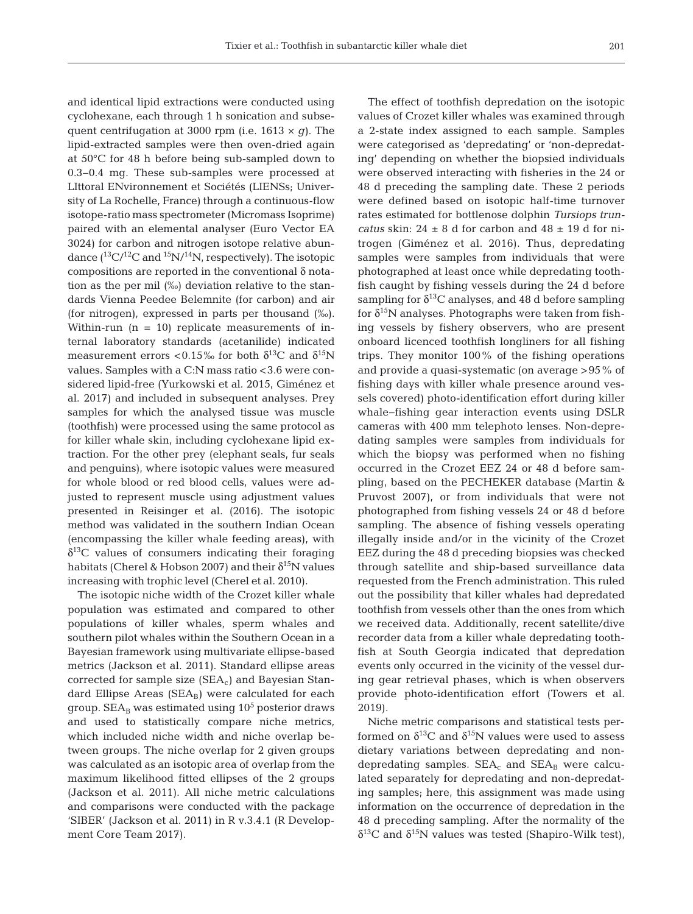and identical lipid extractions were conducted using cyclohexane, each through 1 h sonication and subsequent centrifugation at 3000 rpm (i.e. 1613 × *g*). The lipid-extracted samples were then oven-dried again at 50°C for 48 h before being sub-sampled down to 0.3–0.4 mg. These sub-samples were processed at LIttoral ENvironnement et Sociétés (LIENSs; University of La Rochelle, France) through a continuous-flow isotope-ratio mass spectrometer (Micromass Isoprime) paired with an elemental analyser (Euro Vector EA 3024) for carbon and nitrogen isotope relative abundance ($^{13}C/^{12}C$ and $^{15}N/^{14}N$, respectively). The isotopic compositions are reported in the conventional δ notation as the per mil (‰) deviation relative to the standards Vienna Peedee Belemnite (for carbon) and air (for nitrogen), expressed in parts per thousand (‰). Within-run (n = 10) replicate measurements of internal laboratory standards (acetanilide) indicated measurement errors <0.15‰ for both $\delta^{13}C$ and $\delta^{15}N$ values. Samples with a C:N mass ratio <3.6 were considered lipid-free (Yurkowski et al. 2015, Giménez et al. 2017) and included in subsequent analyses. Prey samples for which the analysed tissue was muscle (toothfish) were processed using the same protocol as for killer whale skin, including cyclohexane lipid extraction. For the other prey (elephant seals, fur seals and penguins), where isotopic values were measured for whole blood or red blood cells, values were adjusted to represent muscle using adjustment values presented in Reisinger et al. (2016). The isotopic method was validated in the southern Indian Ocean (encompassing the killer whale feeding areas), with $\delta^{13}C$ values of consumers indicating their foraging habitats (Cherel & Hobson 2007) and their $\delta^{15}N$ values increasing with trophic level (Cherel et al. 2010).

The isotopic niche width of the Crozet killer whale population was estimated and compared to other populations of killer whales, sperm whales and southern pilot whales within the Southern Ocean in a Bayesian framework using multivariate ellipse-based metrics (Jackson et al. 2011). Standard ellipse areas corrected for sample size ($SEA_c$) and Bayesian Standard Ellipse Areas ($SEA_B$) were calculated for each group. $SEA_B$ was estimated using $10^5$ posterior draws and used to statistically compare niche metrics, which included niche width and niche overlap between groups. The niche overlap for 2 given groups was calculated as an isotopic area of overlap from the maximum likelihood fitted ellipses of the 2 groups (Jackson et al. 2011). All niche metric calculations and comparisons were conducted with the package 'SIBER' (Jackson et al. 2011) in R v.3.4.1 (R Development Core Team 2017).

The effect of toothfish depredation on the isotopic values of Crozet killer whales was examined through a 2-state index assigned to each sample. Samples were categorised as 'depredating' or 'non-depredating' depending on whether the biopsied individuals were observed interacting with fisheries in the 24 or 48 d preceding the sampling date. These 2 periods were defined based on isotopic half-time turnover rates estimated for bottlenose dolphin *Tursiops truncatus* skin: 24 ± 8 d for carbon and 48 ± 19 d for nitrogen (Giménez et al. 2016). Thus, depredating samples were samples from individuals that were photographed at least once while depredating toothfish caught by fishing vessels during the 24 d before sampling for $\delta^{13}C$ analyses, and 48 d before sampling for $\delta^{15}N$ analyses. Photographs were taken from fishing vessels by fishery observers, who are present onboard licenced toothfish longliners for all fishing trips. They monitor 100% of the fishing operations and provide a quasi-systematic (on average >95% of fishing days with killer whale presence around vessels covered) photo-identification effort during killer whale–fishing gear interaction events using DSLR cameras with 400 mm telephoto lenses. Non-depredating samples were samples from individuals for which the biopsy was performed when no fishing occurred in the Crozet EEZ 24 or 48 d before sampling, based on the PECHEKER database (Martin & Pruvost 2007), or from individuals that were not photographed from fishing vessels 24 or 48 d before sampling. The absence of fishing vessels operating illegally inside and/or in the vicinity of the Crozet EEZ during the 48 d preceding biopsies was checked through satellite and ship-based surveillance data requested from the French administration. This ruled out the possibility that killer whales had depredated toothfish from vessels other than the ones from which we received data. Additionally, recent satellite/dive recorder data from a killer whale depredating toothfish at South Georgia indicated that depredation events only occurred in the vicinity of the vessel during gear retrieval phases, which is when observers provide photo-identification effort (Towers et al. 2019).

Niche metric comparisons and statistical tests performed on $\delta^{13}C$ and $\delta^{15}N$ values were used to assess dietary variations between depredating and non-depredating samples. $SEA_c$ and $SEA_B$ were calculated separately for depredating and non-depredating samples; here, this assignment was made using information on the occurrence of depredation in the 48 d preceding sampling. After the normality of the $\delta^{13}C$ and $\delta^{15}N$ values was tested (Shapiro-Wilk test),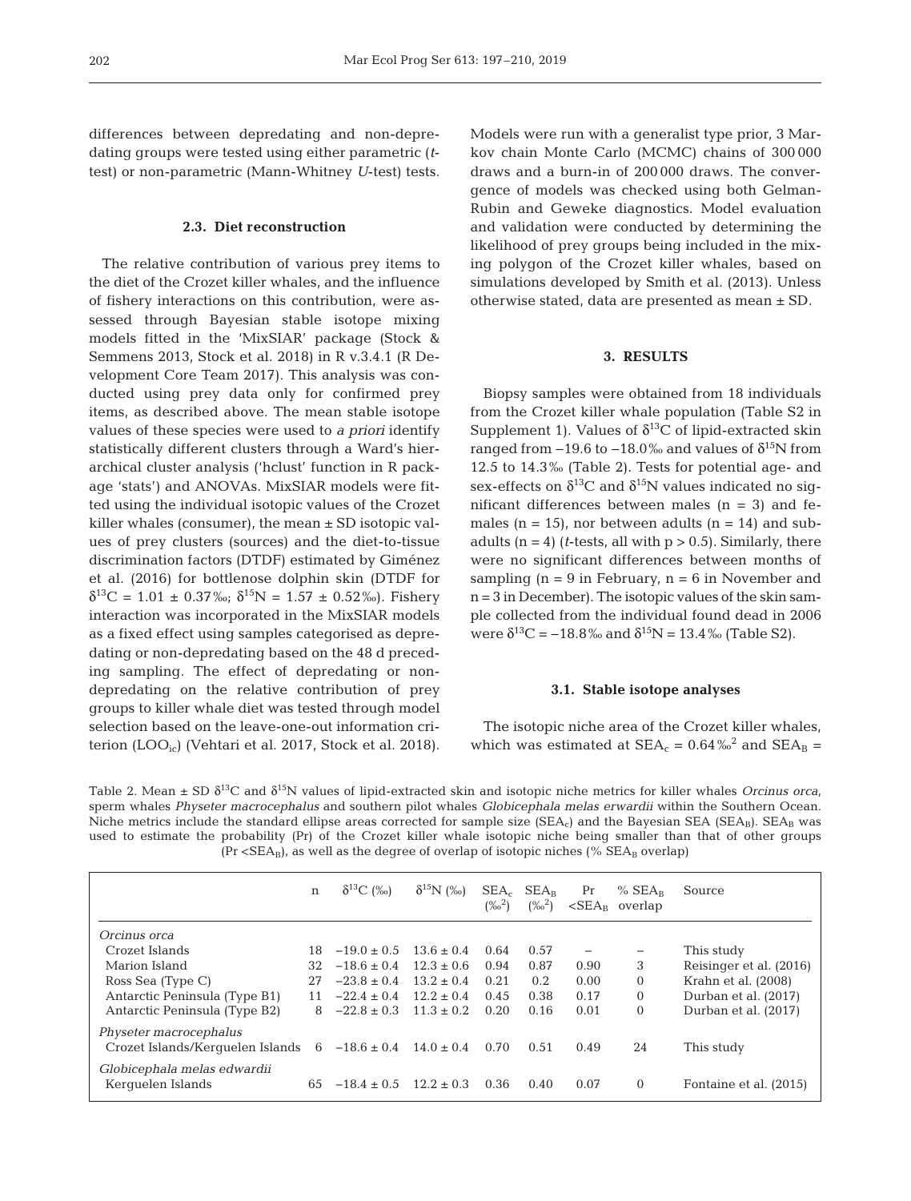differences between depredating and non-depredating groups were tested using either parametric (*t*-test) or non-parametric (Mann-Whitney *U*-test) tests.

### 2.3. Diet reconstruction

The relative contribution of various prey items to the diet of the Crozet killer whales, and the influence of fishery interactions on this contribution, were assessed through Bayesian stable isotope mixing models fitted in the 'MixSIAR' package (Stock & Semmens 2013, Stock et al. 2018) in R v.3.4.1 (R Development Core Team 2017). This analysis was conducted using prey data only for confirmed prey items, as described above. The mean stable isotope values of these species were used to *a priori* identify statistically different clusters through a Ward's hierarchical cluster analysis ('hclust' function in R package 'stats') and ANOVAs. MixSIAR models were fitted using the individual isotopic values of the Crozet killer whales (consumer), the mean ± SD isotopic values of prey clusters (sources) and the diet-to-tissue discrimination factors (DTDF) estimated by Giménez et al. (2016) for bottlenose dolphin skin (DTDF for $\delta^{13}C$ = 1.01 ± 0.37‰; $\delta^{15}N$ = 1.57 ± 0.52‰). Fishery interaction was incorporated in the MixSIAR models as a fixed effect using samples categorised as depredating or non-depredating based on the 48 d preceding sampling. The effect of depredating or non-depredating on the relative contribution of prey groups to killer whale diet was tested through model selection based on the leave-one-out information criterion ($LOO_{ic}$) (Vehtari et al. 2017, Stock et al. 2018). Models were run with a generalist type prior, 3 Markov chain Monte Carlo (MCMC) chains of 300 000 draws and a burn-in of 200 000 draws. The convergence of models was checked using both Gelman-Rubin and Geweke diagnostics. Model evaluation and validation were conducted by determining the likelihood of prey groups being included in the mixing polygon of the Crozet killer whales, based on simulations developed by Smith et al. (2013). Unless otherwise stated, data are presented as mean ± SD.

## 3. RESULTS

Biopsy samples were obtained from 18 individuals from the Crozet killer whale population (Table S2 in Supplement 1). Values of $\delta^{13}C$ of lipid-extracted skin ranged from −19.6 to −18.0‰ and values of $\delta^{15}N$ from 12.5 to 14.3‰ (Table 2). Tests for potential age- and sex-effects on $\delta^{13}C$ and $\delta^{15}N$ values indicated no significant differences between males (n = 3) and females (n = 15), nor between adults (n = 14) and subadults (n = 4) (*t*-tests, all with p > 0.5). Similarly, there were no significant differences between months of sampling (n = 9 in February, n = 6 in November and n = 3 in December). The isotopic values of the skin sample collected from the individual found dead in 2006 were $\delta^{13}C$ = −18.8‰ and $\delta^{15}N$ = 13.4‰ (Table S2).

### 3.1. Stable isotope analyses

The isotopic niche area of the Crozet killer whales, which was estimated at $SEA_c$ = 0.64‰$^2$ and $SEA_B$ =

Table 2. Mean ± SD $\delta^{13}C$ and $\delta^{15}N$ values of lipid-extracted skin and isotopic niche metrics for killer whales *Orcinus orca*, sperm whales *Physeter macrocephalus* and southern pilot whales *Globicephala melas erwardii* within the Southern Ocean. Niche metrics include the standard ellipse areas corrected for sample size ($SEA_c$) and the Bayesian SEA ($SEA_B$). $SEA_B$ was used to estimate the probability (Pr) of the Crozet killer whale isotopic niche being smaller than that of other groups (Pr <$SEA_B$), as well as the degree of overlap of isotopic niches (% $SEA_B$ overlap)

| | n | $\delta^{13}C$ (‰) | $\delta^{15}N$ (‰) | $SEA_c$ (‰$^2$) | $SEA_B$ (‰$^2$) | Pr <$SEA_B$ | % $SEA_B$ overlap | Source |
|---|---|---|---|---|---|---|---|---|
| *Orcinus orca* | | | | | | | | |
| Crozet Islands | 18 | −19.0 ± 0.5 | 13.6 ± 0.4 | 0.64 | 0.57 | – | – | This study |
| Marion Island | 32 | −18.6 ± 0.4 | 12.3 ± 0.6 | 0.94 | 0.87 | 0.90 | 3 | Reisinger et al. (2016) |
| Ross Sea (Type C) | 27 | −23.8 ± 0.4 | 13.2 ± 0.4 | 0.21 | 0.2 | 0.00 | 0 | Krahn et al. (2008) |
| Antarctic Peninsula (Type B1) | 11 | −22.4 ± 0.4 | 12.2 ± 0.4 | 0.45 | 0.38 | 0.17 | 0 | Durban et al. (2017) |
| Antarctic Peninsula (Type B2) | 8 | −22.8 ± 0.3 | 11.3 ± 0.2 | 0.20 | 0.16 | 0.01 | 0 | Durban et al. (2017) |
| *Physeter macrocephalus* | | | | | | | | |
| Crozet Islands/Kerguelen Islands | 6 | −18.6 ± 0.4 | 14.0 ± 0.4 | 0.70 | 0.51 | 0.49 | 24 | This study |
| *Globicephala melas edwardii* | | | | | | | | |
| Kerguelen Islands | 65 | −18.4 ± 0.5 | 12.2 ± 0.3 | 0.36 | 0.40 | 0.07 | 0 | Fontaine et al. (2015) |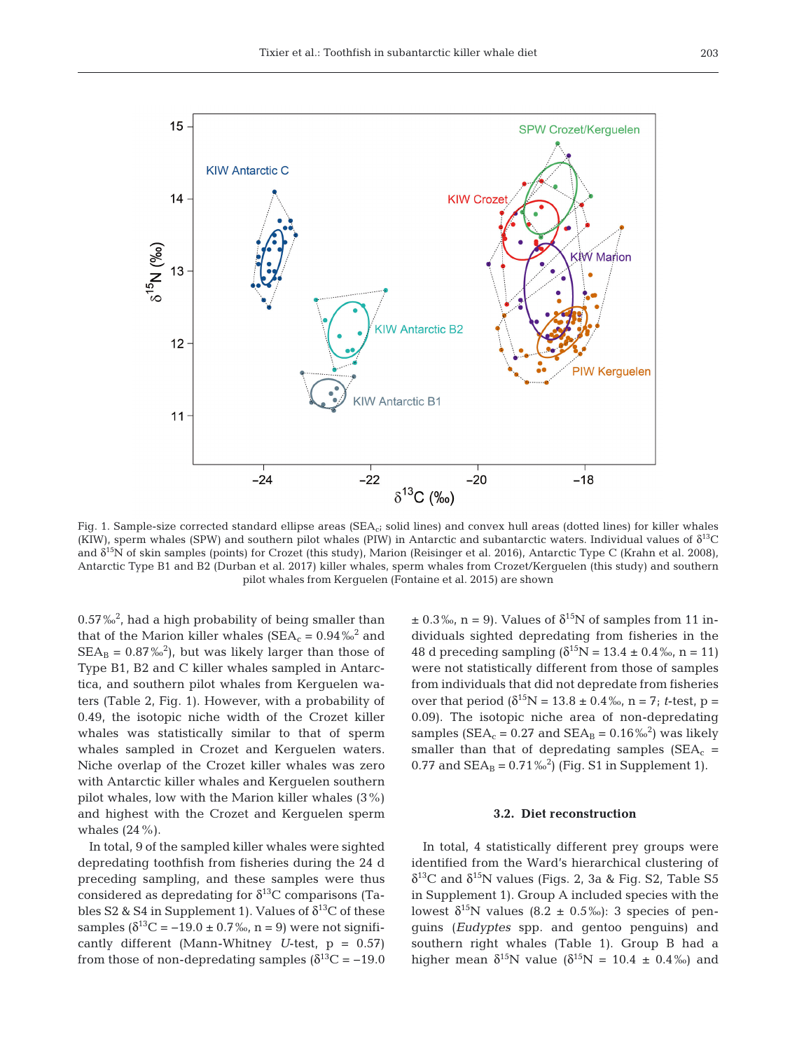Fig. 1. Sample-size corrected standard ellipse areas ($SEA_c$; solid lines) and convex hull areas (dotted lines) for killer whales (KIW), sperm whales (SPW) and southern pilot whales (PIW) in Antarctic and subantarctic waters. Individual values of $\delta^{13}C$ and $\delta^{15}N$ of skin samples (points) for Crozet (this study), Marion (Reisinger et al. 2016), Antarctic Type C (Krahn et al. 2008), Antarctic Type B1 and B2 (Durban et al. 2017) killer whales, sperm whales from Crozet/Kerguelen (this study) and southern pilot whales from Kerguelen (Fontaine et al. 2015) are shown

0.57‰$^2$, had a high probability of being smaller than that of the Marion killer whales ($SEA_c$ = 0.94‰$^2$ and $SEA_B$ = 0.87‰$^2$), but was likely larger than those of Type B1, B2 and C killer whales sampled in Antarctica, and southern pilot whales from Kerguelen waters (Table 2, Fig. 1). However, with a probability of 0.49, the isotopic niche width of the Crozet killer whales was statistically similar to that of sperm whales sampled in Crozet and Kerguelen waters. Niche overlap of the Crozet killer whales was zero with Antarctic killer whales and Kerguelen southern pilot whales, low with the Marion killer whales (3%) and highest with the Crozet and Kerguelen sperm whales (24%).

In total, 9 of the sampled killer whales were sighted depredating toothfish from fisheries during the 24 d preceding sampling, and these samples were thus considered as depredating for $\delta^{13}C$ comparisons (Tables S2 & S4 in Supplement 1). Values of $\delta^{13}C$ of these samples ($\delta^{13}C$ = −19.0 ± 0.7‰, n = 9) were not significantly different (Mann-Whitney *U*-test, p = 0.57) from those of non-depredating samples ($\delta^{13}C$ = −19.0 ± 0.3‰, n = 9). Values of $\delta^{15}N$ of samples from 11 individuals sighted depredating from fisheries in the 48 d preceding sampling ($\delta^{15}N$ = 13.4 ± 0.4‰, n = 11) were not statistically different from those of samples from individuals that did not depredate from fisheries over that period ($\delta^{15}N$ = 13.8 ± 0.4‰, n = 7; *t*-test, p = 0.09). The isotopic niche area of non-depredating samples ($SEA_c$ = 0.27 and $SEA_B$ = 0.16‰$^2$) was likely smaller than that of depredating samples ($SEA_c$ = 0.77 and $SEA_B$ = 0.71‰$^2$) (Fig. S1 in Supplement 1).

### 3.2. Diet reconstruction

In total, 4 statistically different prey groups were identified from the Ward's hierarchical clustering of $\delta^{13}C$ and $\delta^{15}N$ values (Figs. 2, 3a & Fig. S2, Table S5 in Supplement 1). Group A included species with the lowest $\delta^{15}N$ values (8.2 ± 0.5‰): 3 species of penguins (*Eudyptes* spp. and gentoo penguins) and southern right whales (Table 1). Group B had a higher mean $\delta^{15}N$ value ($\delta^{15}N$ = 10.4 ± 0.4‰) and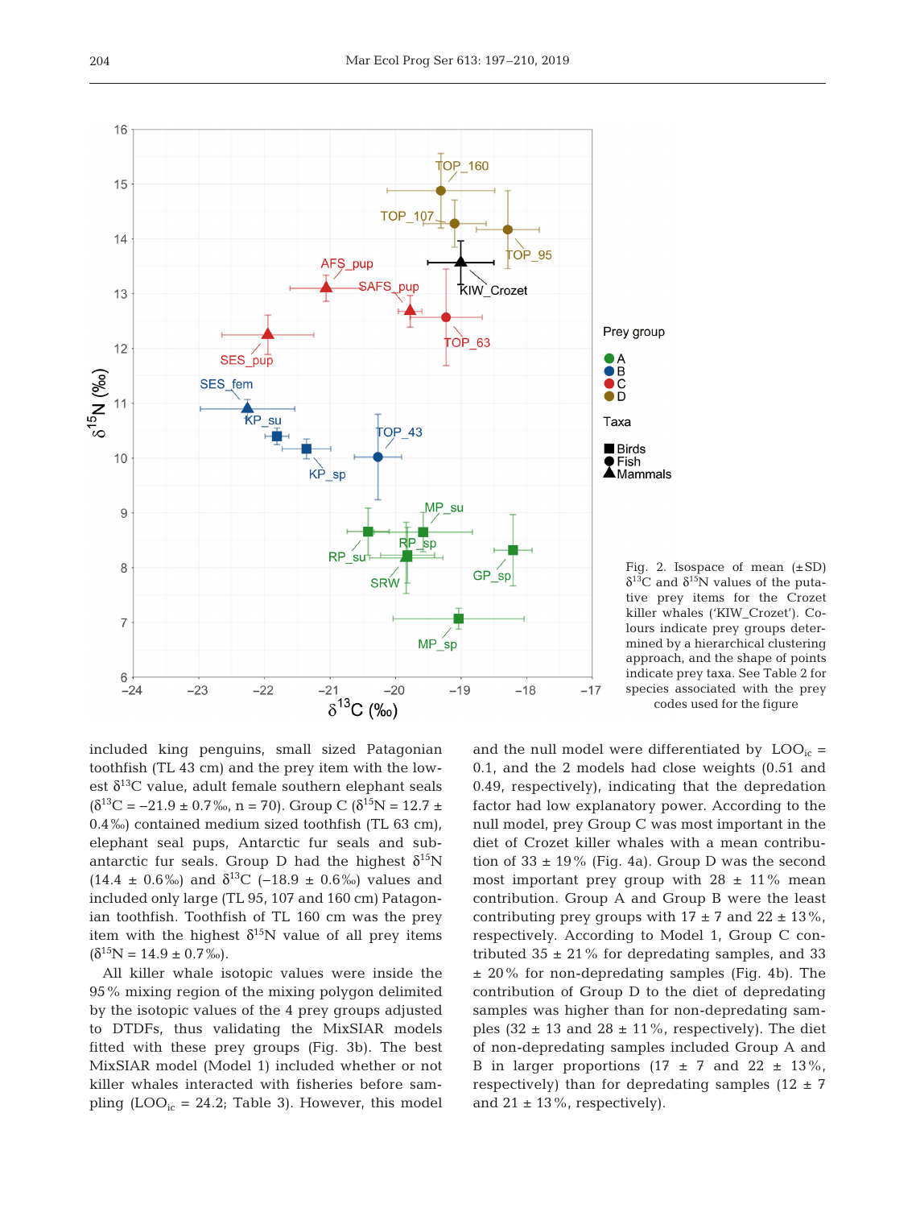Fig. 2. Isospace of mean (±SD) $\delta^{13}C$ and $\delta^{15}N$ values of the putative prey items for the Crozet killer whales ('KIW_Crozet'). Colours indicate prey groups determined by a hierarchical clustering approach, and the shape of points indicate prey taxa. See Table 2 for species associated with the prey codes used for the figure

included king penguins, small sized Patagonian toothfish (TL 43 cm) and the prey item with the lowest $\delta^{13}C$ value, adult female southern elephant seals ($\delta^{13}C$ = −21.9 ± 0.7‰, n = 70). Group C ($\delta^{15}N$ = 12.7 ± 0.4‰) contained medium sized toothfish (TL 63 cm), elephant seal pups, Antarctic fur seals and subantarctic fur seals. Group D had the highest $\delta^{15}N$ (14.4 ± 0.6‰) and $\delta^{13}C$ (−18.9 ± 0.6‰) values and included only large (TL 95, 107 and 160 cm) Patagonian toothfish. Toothfish of TL 160 cm was the prey item with the highest $\delta^{15}N$ value of all prey items ($\delta^{15}N$ = 14.9 ± 0.7‰).

All killer whale isotopic values were inside the 95% mixing region of the mixing polygon delimited by the isotopic values of the 4 prey groups adjusted to DTDFs, thus validating the MixSIAR models fitted with these prey groups (Fig. 3b). The best MixSIAR model (Model 1) included whether or not killer whales interacted with fisheries before sampling ($LOO_{ic}$ = 24.2; Table 3). However, this model and the null model were differentiated by $LOO_{ic}$ = 0.1, and the 2 models had close weights (0.51 and 0.49, respectively), indicating that the depredation factor had low explanatory power. According to the null model, prey Group C was most important in the diet of Crozet killer whales with a mean contribution of 33 ± 19% (Fig. 4a). Group D was the second most important prey group with 28 ± 11% mean contribution. Group A and Group B were the least contributing prey groups with 17 ± 7 and 22 ± 13%, respectively. According to Model 1, Group C contributed 35 ± 21% for depredating samples, and 33 ± 20% for non-depredating samples (Fig. 4b). The contribution of Group D to the diet of depredating samples was higher than for non-depredating samples (32 ± 13 and 28 ± 11%, respectively). The diet of non-depredating samples included Group A and B in larger proportions (17 ± 7 and 22 ± 13%, respectively) than for depredating samples (12 ± 7 and 21 ± 13%, respectively).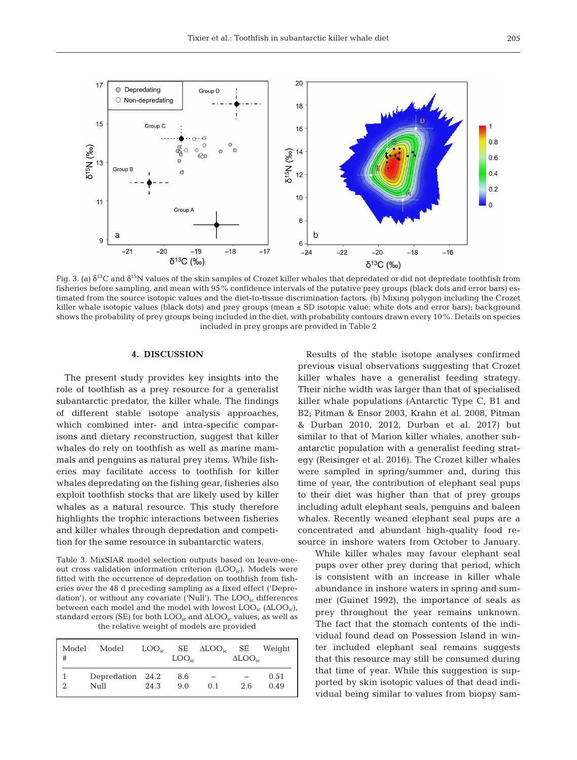Fig. 3. (a) $\delta^{13}C$ and $\delta^{15}N$ values of the skin samples of Crozet killer whales that depredated or did not depredate toothfish from fisheries before sampling, and mean with 95% confidence intervals of the putative prey groups (black dots and error bars) estimated from the source isotopic values and the diet-to-tissue discrimination factors. (b) Mixing polygon including the Crozet killer whale isotopic values (black dots) and prey groups (mean ± SD isotopic value: white dots and error bars); background shows the probability of prey groups being included in the diet, with probability contours drawn every 10%. Details on species included in prey groups are provided in Table 2

## 4. DISCUSSION

The present study provides key insights into the role of toothfish as a prey resource for a generalist subantarctic predator, the killer whale. The findings of different stable isotope analysis approaches, which combined inter- and intra-specific comparisons and dietary reconstruction, suggest that killer whales do rely on toothfish as well as marine mammals and penguins as natural prey items. While fisheries may facilitate access to toothfish for killer whales depredating on the fishing gear, fisheries also exploit toothfish stocks that are likely used by killer whales as a natural resource. This study therefore highlights the trophic interactions between fisheries and killer whales through depredation and competition for the same resource in subantarctic waters.

Table 3. MixSIAR model selection outputs based on leave-one-out cross validation information criterion ($LOO_{ic}$). Models were fitted with the occurrence of depredation on toothfish from fisheries over the 48 d preceding sampling as a fixed effect ('Depredation'), or without any covariate ('Null'). The $LOO_{ic}$ differences between each model and the model with lowest $LOO_{ic}$ ($\Delta LOO_{ic}$), standard errors (SE) for both $LOO_{ic}$ and $\Delta LOO_{ic}$ values, as well as the relative weight of models are provided

| Model # | Model | $LOO_{ic}$ | SE $LOO_{ic}$ | $\Delta LOO_{ic}$ | SE $\Delta LOO_{ic}$ | Weight |
|---|---|---|---|---|---|---|
| 1 | Depredation | 24.2 | 8.6 | – | – | 0.51 |
| 2 | Null | 24.3 | 9.0 | 0.1 | 2.6 | 0.49 |

Results of the stable isotope analyses confirmed previous visual observations suggesting that Crozet killer whales have a generalist feeding strategy. Their niche width was larger than that of specialised killer whale populations (Antarctic Type C, B1 and B2; Pitman & Ensor 2003, Krahn et al. 2008, Pitman & Durban 2010, 2012, Durban et al. 2017) but similar to that of Marion killer whales, another subantarctic population with a generalist feeding strategy (Reisinger et al. 2016). The Crozet killer whales were sampled in spring/summer and, during this time of year, the contribution of elephant seal pups to their diet was higher than that of prey groups including adult elephant seals, penguins and baleen whales. Recently weaned elephant seal pups are a concentrated and abundant high-quality food resource in inshore waters from October to January. While killer whales may favour elephant seal pups over other prey during that period, which is consistent with an increase in killer whale abundance in inshore waters in spring and summer (Guinet 1992), the importance of seals as prey throughout the year remains unknown. The fact that the stomach contents of the individual found dead on Possession Island in winter included elephant seal remains suggests that this resource may still be consumed during that time of year. While this suggestion is supported by skin isotopic values of that dead individual being similar to values from biopsy sam-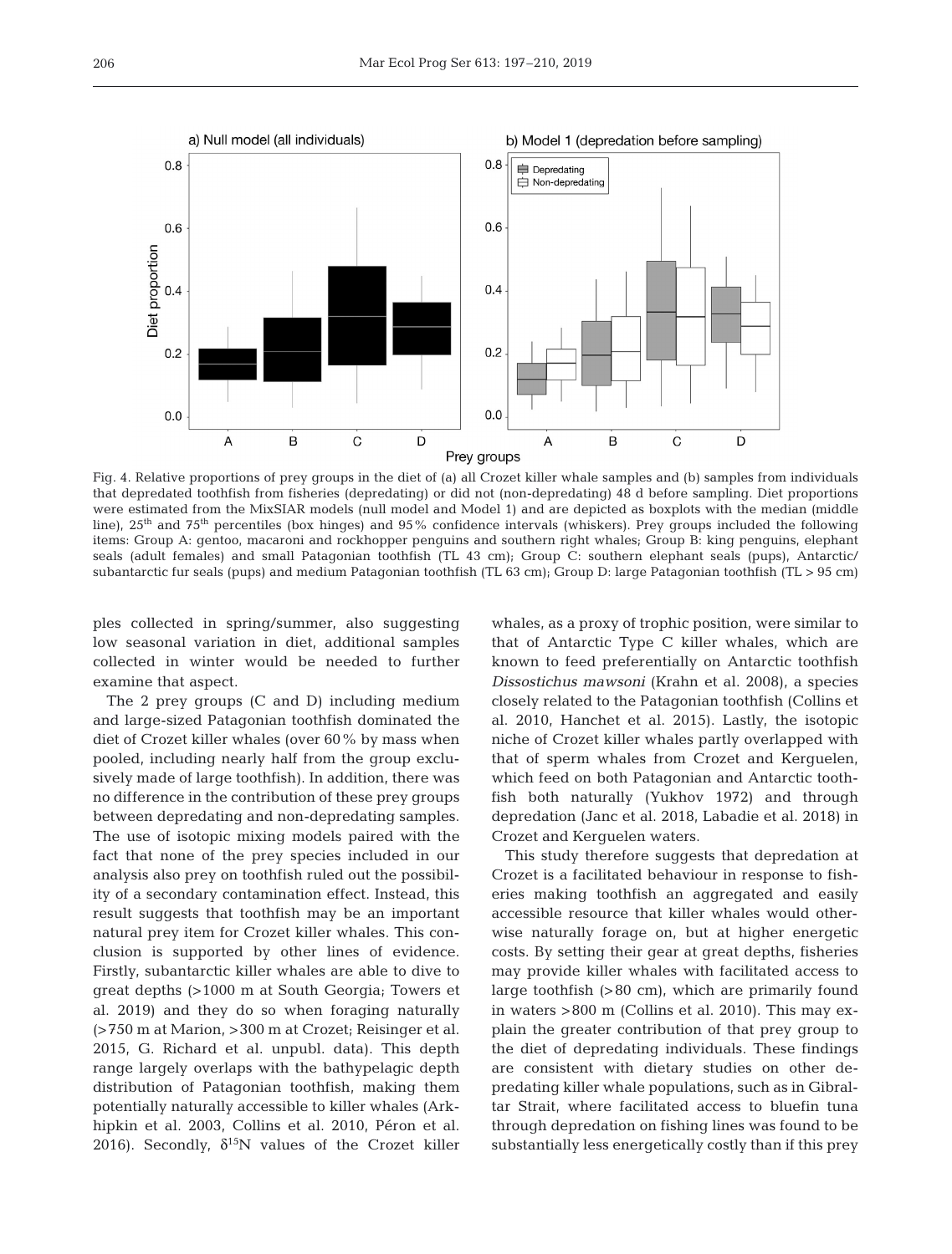Fig. 4. Relative proportions of prey groups in the diet of (a) all Crozet killer whale samples and (b) samples from individuals that depredated toothfish from fisheries (depredating) or did not (non-depredating) 48 d before sampling. Diet proportions were estimated from the MixSIAR models (null model and Model 1) and are depicted as boxplots with the median (middle line), 25th and 75th percentiles (box hinges) and 95% confidence intervals (whiskers). Prey groups included the following items: Group A: gentoo, macaroni and rockhopper penguins and southern right whales; Group B: king penguins, elephant seals (adult females) and small Patagonian toothfish (TL 43 cm); Group C: southern elephant seals (pups), Antarctic/subantarctic fur seals (pups) and medium Patagonian toothfish (TL 63 cm); Group D: large Patagonian toothfish (TL > 95 cm)

ples collected in spring/summer, also suggesting low seasonal variation in diet, additional samples collected in winter would be needed to further examine that aspect.

The 2 prey groups (C and D) including medium and large-sized Patagonian toothfish dominated the diet of Crozet killer whales (over 60% by mass when pooled, including nearly half from the group exclusively made of large toothfish). In addition, there was no difference in the contribution of these prey groups between depredating and non-depredating samples. The use of isotopic mixing models paired with the fact that none of the prey species included in our analysis also prey on toothfish ruled out the possibility of a secondary contamination effect. Instead, this result suggests that toothfish may be an important natural prey item for Crozet killer whales. This conclusion is supported by other lines of evidence. Firstly, subantarctic killer whales are able to dive to great depths (>1000 m at South Georgia; Towers et al. 2019) and they do so when foraging naturally (>750 m at Marion, >300 m at Crozet; Reisinger et al. 2015, G. Richard et al. unpubl. data). This depth range largely overlaps with the bathypelagic depth distribution of Patagonian toothfish, making them potentially naturally accessible to killer whales (Arkhipkin et al. 2003, Collins et al. 2010, Péron et al. 2016). Secondly, $\delta^{15}N$ values of the Crozet killer whales, as a proxy of trophic position, were similar to that of Antarctic Type C killer whales, which are known to feed preferentially on Antarctic toothfish *Dissostichus mawsoni* (Krahn et al. 2008), a species closely related to the Patagonian toothfish (Collins et al. 2010, Hanchet et al. 2015). Lastly, the isotopic niche of Crozet killer whales partly overlapped with that of sperm whales from Crozet and Kerguelen, which feed on both Patagonian and Antarctic toothfish both naturally (Yukhov 1972) and through depredation (Janc et al. 2018, Labadie et al. 2018) in Crozet and Kerguelen waters.

This study therefore suggests that depredation at Crozet is a facilitated behaviour in response to fisheries making toothfish an aggregated and easily accessible resource that killer whales would otherwise naturally forage on, but at higher energetic costs. By setting their gear at great depths, fisheries may provide killer whales with facilitated access to large toothfish (>80 cm), which are primarily found in waters >800 m (Collins et al. 2010). This may explain the greater contribution of that prey group to the diet of depredating individuals. These findings are consistent with dietary studies on other depredating killer whale populations, such as in Gibraltar Strait, where facilitated access to bluefin tuna through depredation on fishing lines was found to be substantially less energetically costly than if this prey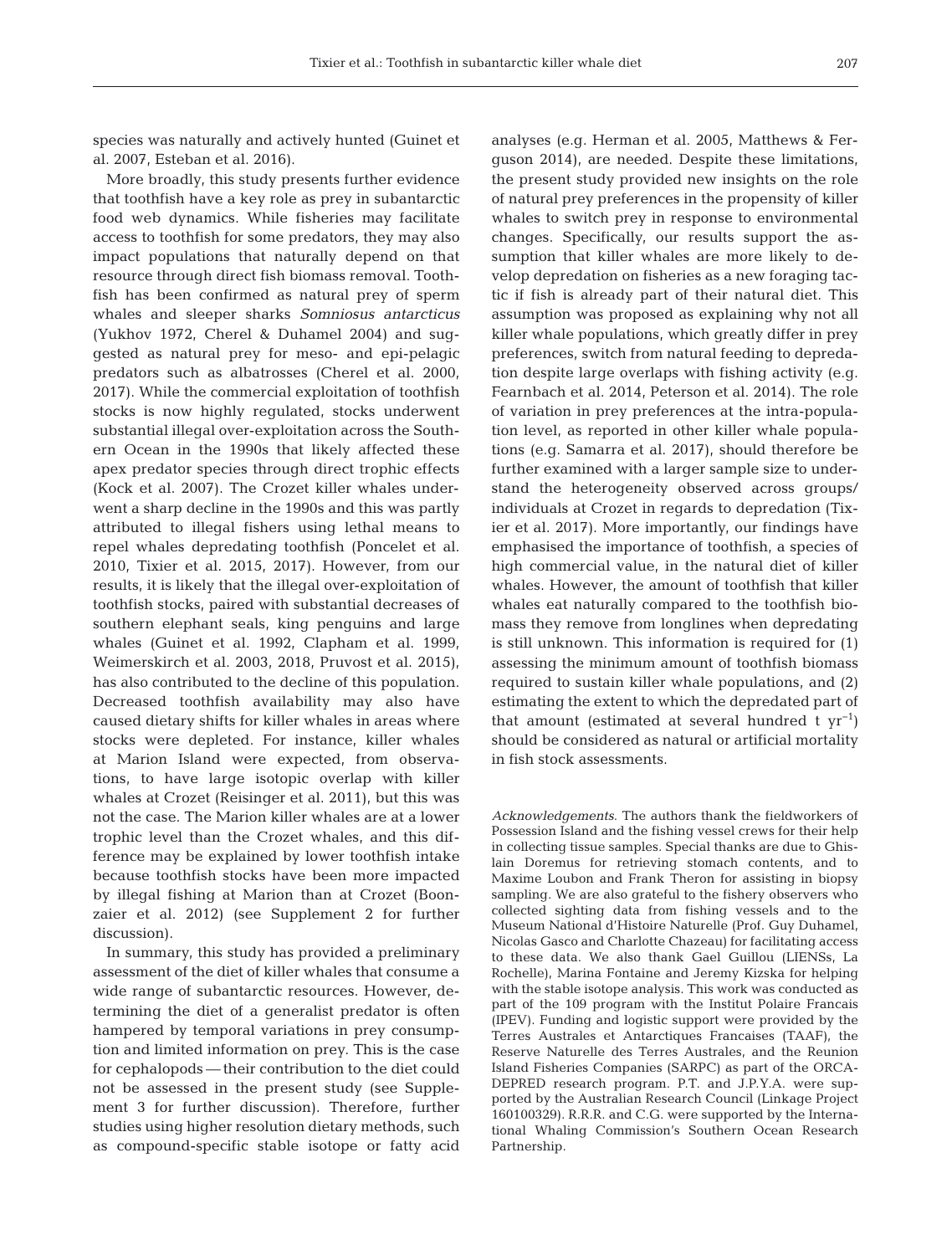species was naturally and actively hunted (Guinet et al. 2007, Esteban et al. 2016).

More broadly, this study presents further evidence that toothfish have a key role as prey in subantarctic food web dynamics. While fisheries may facilitate access to toothfish for some predators, they may also impact populations that naturally depend on that resource through direct fish biomass removal. Toothfish has been confirmed as natural prey of sperm whales and sleeper sharks *Somniosus antarcticus* (Yukhov 1972, Cherel & Duhamel 2004) and suggested as natural prey for meso- and epi-pelagic predators such as albatrosses (Cherel et al. 2000, 2017). While the commercial exploitation of toothfish stocks is now highly regulated, stocks underwent substantial illegal over-exploitation across the Southern Ocean in the 1990s that likely affected these apex predator species through direct trophic effects (Kock et al. 2007). The Crozet killer whales underwent a sharp decline in the 1990s and this was partly attributed to illegal fishers using lethal means to repel whales depredating toothfish (Poncelet et al. 2010, Tixier et al. 2015, 2017). However, from our results, it is likely that the illegal over-exploitation of toothfish stocks, paired with substantial decreases of southern elephant seals, king penguins and large whales (Guinet et al. 1992, Clapham et al. 1999, Weimerskirch et al. 2003, 2018, Pruvost et al. 2015), has also contributed to the decline of this population. Decreased toothfish availability may also have caused dietary shifts for killer whales in areas where stocks were depleted. For instance, killer whales at Marion Island were expected, from observations, to have large isotopic overlap with killer whales at Crozet (Reisinger et al. 2011), but this was not the case. The Marion killer whales are at a lower trophic level than the Crozet whales, and this difference may be explained by lower toothfish intake because toothfish stocks have been more impacted by illegal fishing at Marion than at Crozet (Boonzaier et al. 2012) (see Supplement 2 for further discussion).

In summary, this study has provided a preliminary assessment of the diet of killer whales that consume a wide range of subantarctic resources. However, determining the diet of a generalist predator is often hampered by temporal variations in prey consumption and limited information on prey. This is the case for cephalopods — their contribution to the diet could not be assessed in the present study (see Supplement 3 for further discussion). Therefore, further studies using higher resolution dietary methods, such as compound-specific stable isotope or fatty acid analyses (e.g. Herman et al. 2005, Matthews & Ferguson 2014), are needed. Despite these limitations, the present study provided new insights on the role of natural prey preferences in the propensity of killer whales to switch prey in response to environmental changes. Specifically, our results support the assumption that killer whales are more likely to develop depredation on fisheries as a new foraging tactic if fish is already part of their natural diet. This assumption was proposed as explaining why not all killer whale populations, which greatly differ in prey preferences, switch from natural feeding to depredation despite large overlaps with fishing activity (e.g. Fearnbach et al. 2014, Peterson et al. 2014). The role of variation in prey preferences at the intra-population level, as reported in other killer whale populations (e.g. Samarra et al. 2017), should therefore be further examined with a larger sample size to understand the heterogeneity observed across groups/individuals at Crozet in regards to depredation (Tixier et al. 2017). More importantly, our findings have emphasised the importance of toothfish, a species of high commercial value, in the natural diet of killer whales. However, the amount of toothfish that killer whales eat naturally compared to the toothfish biomass they remove from longlines when depredating is still unknown. This information is required for (1) assessing the minimum amount of toothfish biomass required to sustain killer whale populations, and (2) estimating the extent to which the depredated part of that amount (estimated at several hundred t $yr^{-1}$) should be considered as natural or artificial mortality in fish stock assessments.

*Acknowledgements*. The authors thank the fieldworkers of Possession Island and the fishing vessel crews for their help in collecting tissue samples. Special thanks are due to Ghislain Doremus for retrieving stomach contents, and to Maxime Loubon and Frank Theron for assisting in biopsy sampling. We are also grateful to the fishery observers who collected sighting data from fishing vessels and to the Museum National d'Histoire Naturelle (Prof. Guy Duhamel, Nicolas Gasco and Charlotte Chazeau) for facilitating access to these data. We also thank Gael Guillou (LIENSs, La Rochelle), Marina Fontaine and Jeremy Kizska for helping with the stable isotope analysis. This work was conducted as part of the 109 program with the Institut Polaire Francais (IPEV). Funding and logistic support were provided by the Terres Australes et Antarctiques Francaises (TAAF), the Reserve Naturelle des Terres Australes, and the Reunion Island Fisheries Companies (SARPC) as part of the ORCADEPRED research program. P.T. and J.P.Y.A. were supported by the Australian Research Council (Linkage Project 160100329). R.R.R. and C.G. were supported by the International Whaling Commission's Southern Ocean Research Partnership.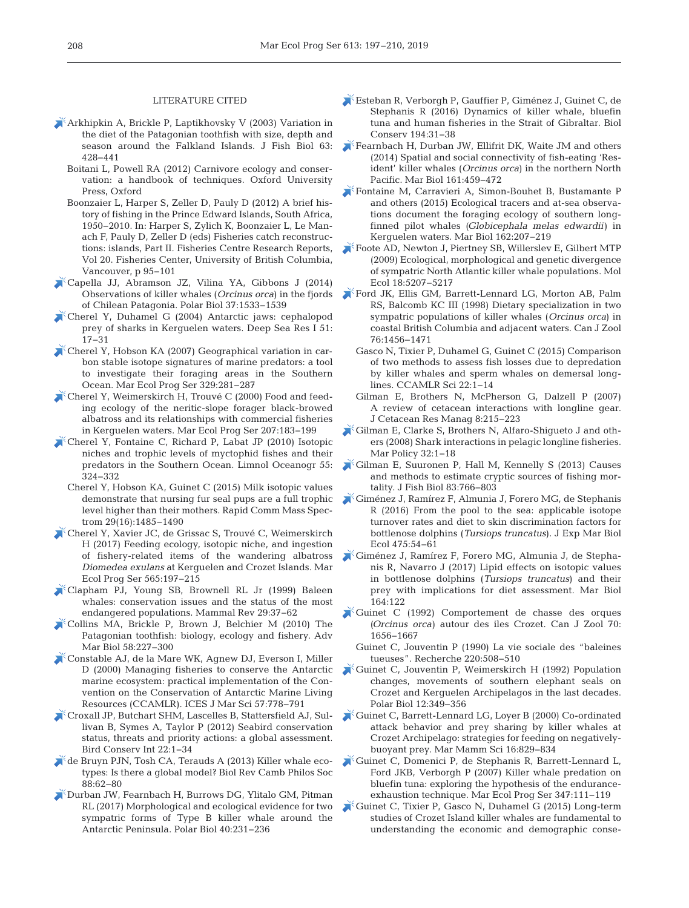## LITERATURE CITED

Arkhipkin A, Brickle P, Laptikhovsky V (2003) Variation in the diet of the Patagonian toothfish with size, depth and season around the Falkland Islands. J Fish Biol 63: 428–441

Boitani L, Powell RA (2012) Carnivore ecology and conservation: a handbook of techniques. Oxford University Press, Oxford

Boonzaier L, Harper S, Zeller D, Pauly D (2012) A brief history of fishing in the Prince Edward Islands, South Africa, 1950–2010. In: Harper S, Zylich K, Boonzaier L, Le Manach F, Pauly D, Zeller D (eds) Fisheries catch reconstructions: islands, Part II. Fisheries Centre Research Reports, Vol 20. Fisheries Center, University of British Columbia, Vancouver, p 95–101

Capella JJ, Abramson JZ, Vilina YA, Gibbons J (2014) Observations of killer whales (*Orcinus orca*) in the fjords of Chilean Patagonia. Polar Biol 37:1533–1539

Cherel Y, Duhamel G (2004) Antarctic jaws: cephalopod prey of sharks in Kerguelen waters. Deep Sea Res I 51: 17–31

Cherel Y, Hobson KA (2007) Geographical variation in carbon stable isotope signatures of marine predators: a tool to investigate their foraging areas in the Southern Ocean. Mar Ecol Prog Ser 329:281–287

Cherel Y, Weimerskirch H, Trouvé C (2000) Food and feeding ecology of the neritic-slope forager black-browed albatross and its relationships with commercial fisheries in Kerguelen waters. Mar Ecol Prog Ser 207:183–199

Cherel Y, Fontaine C, Richard P, Labat JP (2010) Isotopic niches and trophic levels of myctophid fishes and their predators in the Southern Ocean. Limnol Oceanogr 55: 324–332

Cherel Y, Hobson KA, Guinet C (2015) Milk isotopic values demonstrate that nursing fur seal pups are a full trophic level higher than their mothers. Rapid Comm Mass Spectrom 29(16):1485–1490

Cherel Y, Xavier JC, de Grissac S, Trouvé C, Weimerskirch H (2017) Feeding ecology, isotopic niche, and ingestion of fishery-related items of the wandering albatross *Diomedea exulans* at Kerguelen and Crozet Islands. Mar Ecol Prog Ser 565:197–215

Clapham PJ, Young SB, Brownell RL Jr (1999) Baleen whales: conservation issues and the status of the most endangered populations. Mammal Rev 29:37–62

Collins MA, Brickle P, Brown J, Belchier M (2010) The Patagonian toothfish: biology, ecology and fishery. Adv Mar Biol 58:227–300

Constable AJ, de la Mare WK, Agnew DJ, Everson I, Miller D (2000) Managing fisheries to conserve the Antarctic marine ecosystem: practical implementation of the Convention on the Conservation of Antarctic Marine Living Resources (CCAMLR). ICES J Mar Sci 57:778–791

Croxall JP, Butchart SHM, Lascelles B, Stattersfield AJ, Sullivan B, Symes A, Taylor P (2012) Seabird conservation status, threats and priority actions: a global assessment. Bird Conserv Int 22:1–34

de Bruyn PJN, Tosh CA, Terauds A (2013) Killer whale ecotypes: Is there a global model? Biol Rev Camb Philos Soc 88:62–80

Durban JW, Fearnbach H, Burrows DG, Ylitalo GM, Pitman RL (2017) Morphological and ecological evidence for two sympatric forms of Type B killer whale around the Antarctic Peninsula. Polar Biol 40:231–236

Esteban R, Verborgh P, Gauffier P, Giménez J, Guinet C, de Stephanis R (2016) Dynamics of killer whale, bluefin tuna and human fisheries in the Strait of Gibraltar. Biol Conserv 194:31–38

Fearnbach H, Durban JW, Ellifrit DK, Waite JM and others (2014) Spatial and social connectivity of fish-eating 'Resident' killer whales (*Orcinus orca*) in the northern North Pacific. Mar Biol 161:459–472

Fontaine M, Carravieri A, Simon-Bouhet B, Bustamante P and others (2015) Ecological tracers and at-sea observations document the foraging ecology of southern long-finned pilot whales (*Globicephala melas edwardii*) in Kerguelen waters. Mar Biol 162:207–219

Foote AD, Newton J, Piertney SB, Willerslev E, Gilbert MTP (2009) Ecological, morphological and genetic divergence of sympatric North Atlantic killer whale populations. Mol Ecol 18:5207–5217

Ford JK, Ellis GM, Barrett-Lennard LG, Morton AB, Palm RS, Balcomb KC III (1998) Dietary specialization in two sympatric populations of killer whales (*Orcinus orca*) in coastal British Columbia and adjacent waters. Can J Zool 76:1456–1471

Gasco N, Tixier P, Duhamel G, Guinet C (2015) Comparison of two methods to assess fish losses due to depredation by killer whales and sperm whales on demersal longlines. CCAMLR Sci 22:1–14

Gilman E, Brothers N, McPherson G, Dalzell P (2007) A review of cetacean interactions with longline gear. J Cetacean Res Manag 8:215–223

Gilman E, Clarke S, Brothers N, Alfaro-Shigueto J and others (2008) Shark interactions in pelagic longline fisheries. Mar Policy 32:1–18

Gilman E, Suuronen P, Hall M, Kennelly S (2013) Causes and methods to estimate cryptic sources of fishing mortality. J Fish Biol 83:766–803

Giménez J, Ramírez F, Almunia J, Forero MG, de Stephanis R (2016) From the pool to the sea: applicable isotope turnover rates and diet to skin discrimination factors for bottlenose dolphins (*Tursiops truncatus*). J Exp Mar Biol Ecol 475:54–61

Giménez J, Ramírez F, Forero MG, Almunia J, de Stephanis R, Navarro J (2017) Lipid effects on isotopic values in bottlenose dolphins (*Tursiops truncatus*) and their prey with implications for diet assessment. Mar Biol 164:122

Guinet C (1992) Comportement de chasse des orques (*Orcinus orca*) autour des iles Crozet. Can J Zool 70: 1656–1667

Guinet C, Jouventin P (1990) La vie sociale des "baleines tueuses". Recherche 220:508–510

Guinet C, Jouventin P, Weimerskirch H (1992) Population changes, movements of southern elephant seals on Crozet and Kerguelen Archipelagos in the last decades. Polar Biol 12:349–356

Guinet C, Barrett-Lennard LG, Loyer B (2000) Co-ordinated attack behavior and prey sharing by killer whales at Crozet Archipelago: strategies for feeding on negatively-buoyant prey. Mar Mamm Sci 16:829–834

Guinet C, Domenici P, de Stephanis R, Barrett-Lennard L, Ford JKB, Verborgh P (2007) Killer whale predation on bluefin tuna: exploring the hypothesis of the endurance-exhaustion technique. Mar Ecol Prog Ser 347:111–119

Guinet C, Tixier P, Gasco N, Duhamel G (2015) Long-term studies of Crozet Island killer whales are fundamental to understanding the economic and demographic conse-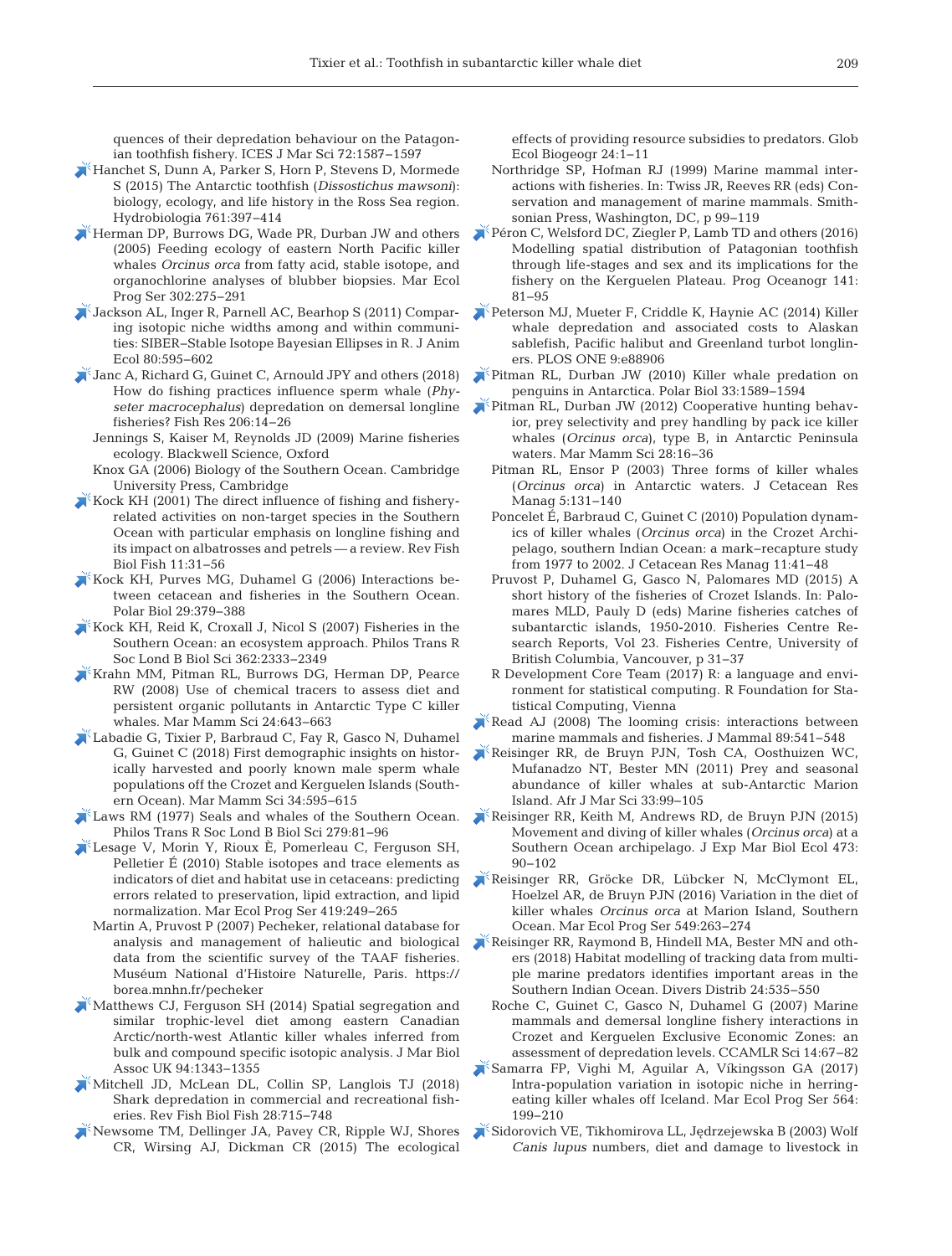quences of their depredation behaviour on the Patagonian toothfish fishery. ICES J Mar Sci 72:1587–1597

Hanchet S, Dunn A, Parker S, Horn P, Stevens D, Mormede S (2015) The Antarctic toothfish (*Dissostichus mawsoni*): biology, ecology, and life history in the Ross Sea region. Hydrobiologia 761:397–414

Herman DP, Burrows DG, Wade PR, Durban JW and others (2005) Feeding ecology of eastern North Pacific killer whales *Orcinus orca* from fatty acid, stable isotope, and organochlorine analyses of blubber biopsies. Mar Ecol Prog Ser 302:275–291

Jackson AL, Inger R, Parnell AC, Bearhop S (2011) Comparing isotopic niche widths among and within communities: SIBER–Stable Isotope Bayesian Ellipses in R. J Anim Ecol 80:595–602

Janc A, Richard G, Guinet C, Arnould JPY and others (2018) How do fishing practices influence sperm whale (*Physeter macrocephalus*) depredation on demersal longline fisheries? Fish Res 206:14–26

Jennings S, Kaiser M, Reynolds JD (2009) Marine fisheries ecology. Blackwell Science, Oxford

Knox GA (2006) Biology of the Southern Ocean. Cambridge University Press, Cambridge

Kock KH (2001) The direct influence of fishing and fishery-related activities on non-target species in the Southern Ocean with particular emphasis on longline fishing and its impact on albatrosses and petrels — a review. Rev Fish Biol Fish 11:31–56

Kock KH, Purves MG, Duhamel G (2006) Interactions between cetacean and fisheries in the Southern Ocean. Polar Biol 29:379–388

Kock KH, Reid K, Croxall J, Nicol S (2007) Fisheries in the Southern Ocean: an ecosystem approach. Philos Trans R Soc Lond B Biol Sci 362:2333–2349

Krahn MM, Pitman RL, Burrows DG, Herman DP, Pearce RW (2008) Use of chemical tracers to assess diet and persistent organic pollutants in Antarctic Type C killer whales. Mar Mamm Sci 24:643–663

Labadie G, Tixier P, Barbraud C, Fay R, Gasco N, Duhamel G, Guinet C (2018) First demographic insights on historically harvested and poorly known male sperm whale populations off the Crozet and Kerguelen Islands (Southern Ocean). Mar Mamm Sci 34:595–615

Laws RM (1977) Seals and whales of the Southern Ocean. Philos Trans R Soc Lond B Biol Sci 279:81–96

Lesage V, Morin Y, Rioux È, Pomerleau C, Ferguson SH, Pelletier É (2010) Stable isotopes and trace elements as indicators of diet and habitat use in cetaceans: predicting errors related to preservation, lipid extraction, and lipid normalization. Mar Ecol Prog Ser 419:249–265

Martin A, Pruvost P (2007) Pecheker, relational database for analysis and management of halieutic and biological data from the scientific survey of the TAAF fisheries. Muséum National d'Histoire Naturelle, Paris. https://borea.mnhn.fr/pecheker

Matthews CJ, Ferguson SH (2014) Spatial segregation and similar trophic-level diet among eastern Canadian Arctic/north-west Atlantic killer whales inferred from bulk and compound specific isotopic analysis. J Mar Biol Assoc UK 94:1343–1355

Mitchell JD, McLean DL, Collin SP, Langlois TJ (2018) Shark depredation in commercial and recreational fisheries. Rev Fish Biol Fish 28:715–748

Newsome TM, Dellinger JA, Pavey CR, Ripple WJ, Shores CR, Wirsing AJ, Dickman CR (2015) The ecological effects of providing resource subsidies to predators. Glob Ecol Biogeogr 24:1–11

Northridge SP, Hofman RJ (1999) Marine mammal interactions with fisheries. In: Twiss JR, Reeves RR (eds) Conservation and management of marine mammals. Smithsonian Press, Washington, DC, p 99–119

Péron C, Welsford DC, Ziegler P, Lamb TD and others (2016) Modelling spatial distribution of Patagonian toothfish through life-stages and sex and its implications for the fishery on the Kerguelen Plateau. Prog Oceanogr 141:81–95

Peterson MJ, Mueter F, Criddle K, Haynie AC (2014) Killer whale depredation and associated costs to Alaskan sablefish, Pacific halibut and Greenland turbot longliners. PLOS ONE 9:e88906

Pitman RL, Durban JW (2010) Killer whale predation on penguins in Antarctica. Polar Biol 33:1589–1594

Pitman RL, Durban JW (2012) Cooperative hunting behavior, prey selectivity and prey handling by pack ice killer whales (*Orcinus orca*), type B, in Antarctic Peninsula waters. Mar Mamm Sci 28:16–36

Pitman RL, Ensor P (2003) Three forms of killer whales (*Orcinus orca*) in Antarctic waters. J Cetacean Res Manag 5:131–140

Poncelet É, Barbraud C, Guinet C (2010) Population dynamics of killer whales (*Orcinus orca*) in the Crozet Archipelago, southern Indian Ocean: a mark–recapture study from 1977 to 2002. J Cetacean Res Manag 11:41–48

Pruvost P, Duhamel G, Gasco N, Palomares MD (2015) A short history of the fisheries of Crozet Islands. In: Palomares MLD, Pauly D (eds) Marine fisheries catches of subantarctic islands, 1950-2010. Fisheries Centre Research Reports, Vol 23. Fisheries Centre, University of British Columbia, Vancouver, p 31–37

R Development Core Team (2017) R: a language and environment for statistical computing. R Foundation for Statistical Computing, Vienna

Read AJ (2008) The looming crisis: interactions between marine mammals and fisheries. J Mammal 89:541–548

Reisinger RR, de Bruyn PJN, Tosh CA, Oosthuizen WC, Mufanadzo NT, Bester MN (2011) Prey and seasonal abundance of killer whales at sub-Antarctic Marion Island. Afr J Mar Sci 33:99–105

Reisinger RR, Keith M, Andrews RD, de Bruyn PJN (2015) Movement and diving of killer whales (*Orcinus orca*) at a Southern Ocean archipelago. J Exp Mar Biol Ecol 473:90–102

Reisinger RR, Gröcke DR, Lübcker N, McClymont EL, Hoelzel AR, de Bruyn PJN (2016) Variation in the diet of killer whales *Orcinus orca* at Marion Island, Southern Ocean. Mar Ecol Prog Ser 549:263–274

Reisinger RR, Raymond B, Hindell MA, Bester MN and others (2018) Habitat modelling of tracking data from multiple marine predators identifies important areas in the Southern Indian Ocean. Divers Distrib 24:535–550

Roche C, Guinet C, Gasco N, Duhamel G (2007) Marine mammals and demersal longline fishery interactions in Crozet and Kerguelen Exclusive Economic Zones: an assessment of depredation levels. CCAMLR Sci 14:67–82

Samarra FP, Vighi M, Aguilar A, Víkingsson GA (2017) Intra-population variation in isotopic niche in herring-eating killer whales off Iceland. Mar Ecol Prog Ser 564:199–210

Sidorovich VE, Tikhomirova LL, Jędrzejewska B (2003) Wolf *Canis lupus* numbers, diet and damage to livestock in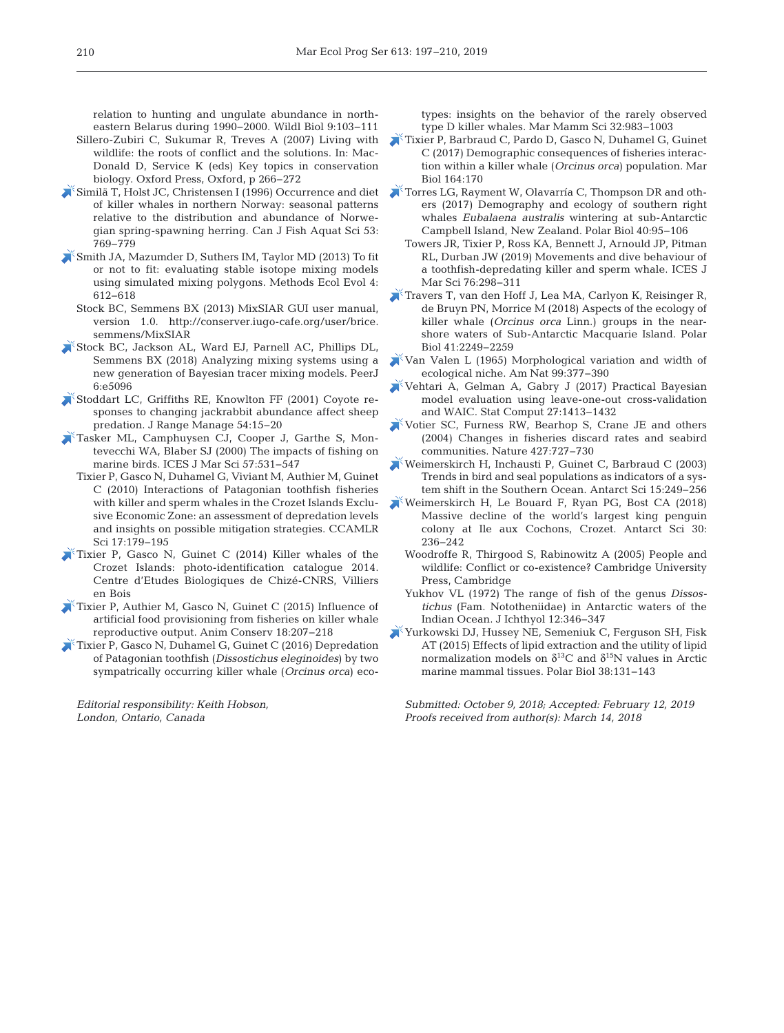relation to hunting and ungulate abundance in north-eastern Belarus during 1990–2000. Wildl Biol 9:103–111

Sillero-Zubiri C, Sukumar R, Treves A (2007) Living with wildlife: the roots of conflict and the solutions. In: MacDonald D, Service K (eds) Key topics in conservation biology. Oxford Press, Oxford, p 266–272

Similä T, Holst JC, Christensen I (1996) Occurrence and diet of killer whales in northern Norway: seasonal patterns relative to the distribution and abundance of Norwegian spring-spawning herring. Can J Fish Aquat Sci 53: 769–779

Smith JA, Mazumder D, Suthers IM, Taylor MD (2013) To fit or not to fit: evaluating stable isotope mixing models using simulated mixing polygons. Methods Ecol Evol 4: 612–618

Stock BC, Semmens BX (2013) MixSIAR GUI user manual, version 1.0. http://conserver.iugo-cafe.org/user/brice.semmens/MixSIAR

Stock BC, Jackson AL, Ward EJ, Parnell AC, Phillips DL, Semmens BX (2018) Analyzing mixing systems using a new generation of Bayesian tracer mixing models. PeerJ 6:e5096

Stoddart LC, Griffiths RE, Knowlton FF (2001) Coyote responses to changing jackrabbit abundance affect sheep predation. J Range Manage 54:15–20

Tasker ML, Camphuysen CJ, Cooper J, Garthe S, Montevecchi WA, Blaber SJ (2000) The impacts of fishing on marine birds. ICES J Mar Sci 57:531–547

Tixier P, Gasco N, Duhamel G, Viviant M, Authier M, Guinet C (2010) Interactions of Patagonian toothfish fisheries with killer and sperm whales in the Crozet Islands Exclusive Economic Zone: an assessment of depredation levels and insights on possible mitigation strategies. CCAMLR Sci 17:179–195

Tixier P, Gasco N, Guinet C (2014) Killer whales of the Crozet Islands: photo-identification catalogue 2014. Centre d'Etudes Biologiques de Chizé-CNRS, Villiers en Bois

Tixier P, Authier M, Gasco N, Guinet C (2015) Influence of artificial food provisioning from fisheries on killer whale reproductive output. Anim Conserv 18:207–218

Tixier P, Gasco N, Duhamel G, Guinet C (2016) Depredation of Patagonian toothfish (*Dissostichus eleginoides*) by two sympatrically occurring killer whale (*Orcinus orca*) ecotypes: insights on the behavior of the rarely observed type D killer whales. Mar Mamm Sci 32:983–1003

Tixier P, Barbraud C, Pardo D, Gasco N, Duhamel G, Guinet C (2017) Demographic consequences of fisheries interaction within a killer whale (*Orcinus orca*) population. Mar Biol 164:170

Torres LG, Rayment W, Olavarría C, Thompson DR and others (2017) Demography and ecology of southern right whales *Eubalaena australis* wintering at sub-Antarctic Campbell Island, New Zealand. Polar Biol 40:95–106

Towers JR, Tixier P, Ross KA, Bennett J, Arnould JP, Pitman RL, Durban JW (2019) Movements and dive behaviour of a toothfish-depredating killer and sperm whale. ICES J Mar Sci 76:298–311

Travers T, van den Hoff J, Lea MA, Carlyon K, Reisinger R, de Bruyn PN, Morrice M (2018) Aspects of the ecology of killer whale (*Orcinus orca* Linn.) groups in the near-shore waters of Sub-Antarctic Macquarie Island. Polar Biol 41:2249–2259

Van Valen L (1965) Morphological variation and width of ecological niche. Am Nat 99:377–390

Vehtari A, Gelman A, Gabry J (2017) Practical Bayesian model evaluation using leave-one-out cross-validation and WAIC. Stat Comput 27:1413–1432

Votier SC, Furness RW, Bearhop S, Crane JE and others (2004) Changes in fisheries discard rates and seabird communities. Nature 427:727–730

Weimerskirch H, Inchausti P, Guinet C, Barbraud C (2003) Trends in bird and seal populations as indicators of a system shift in the Southern Ocean. Antarct Sci 15:249–256

Weimerskirch H, Le Bouard F, Ryan PG, Bost CA (2018) Massive decline of the world's largest king penguin colony at Ile aux Cochons, Crozet. Antarct Sci 30: 236–242

Woodroffe R, Thirgood S, Rabinowitz A (2005) People and wildlife: Conflict or co-existence? Cambridge University Press, Cambridge

Yukhov VL (1972) The range of fish of the genus *Dissostichus* (Fam. Nototheniidae) in Antarctic waters of the Indian Ocean. J Ichthyol 12:346–347

Yurkowski DJ, Hussey NE, Semeniuk C, Ferguson SH, Fisk AT (2015) Effects of lipid extraction and the utility of lipid normalization models on $\delta^{13}C$ and $\delta^{15}N$ values in Arctic marine mammal tissues. Polar Biol 38:131–143

*Editorial responsibility: Keith Hobson, London, Ontario, Canada*

*Submitted: October 9, 2018; Accepted: February 12, 2019*
*Proofs received from author(s): March 14, 2018*